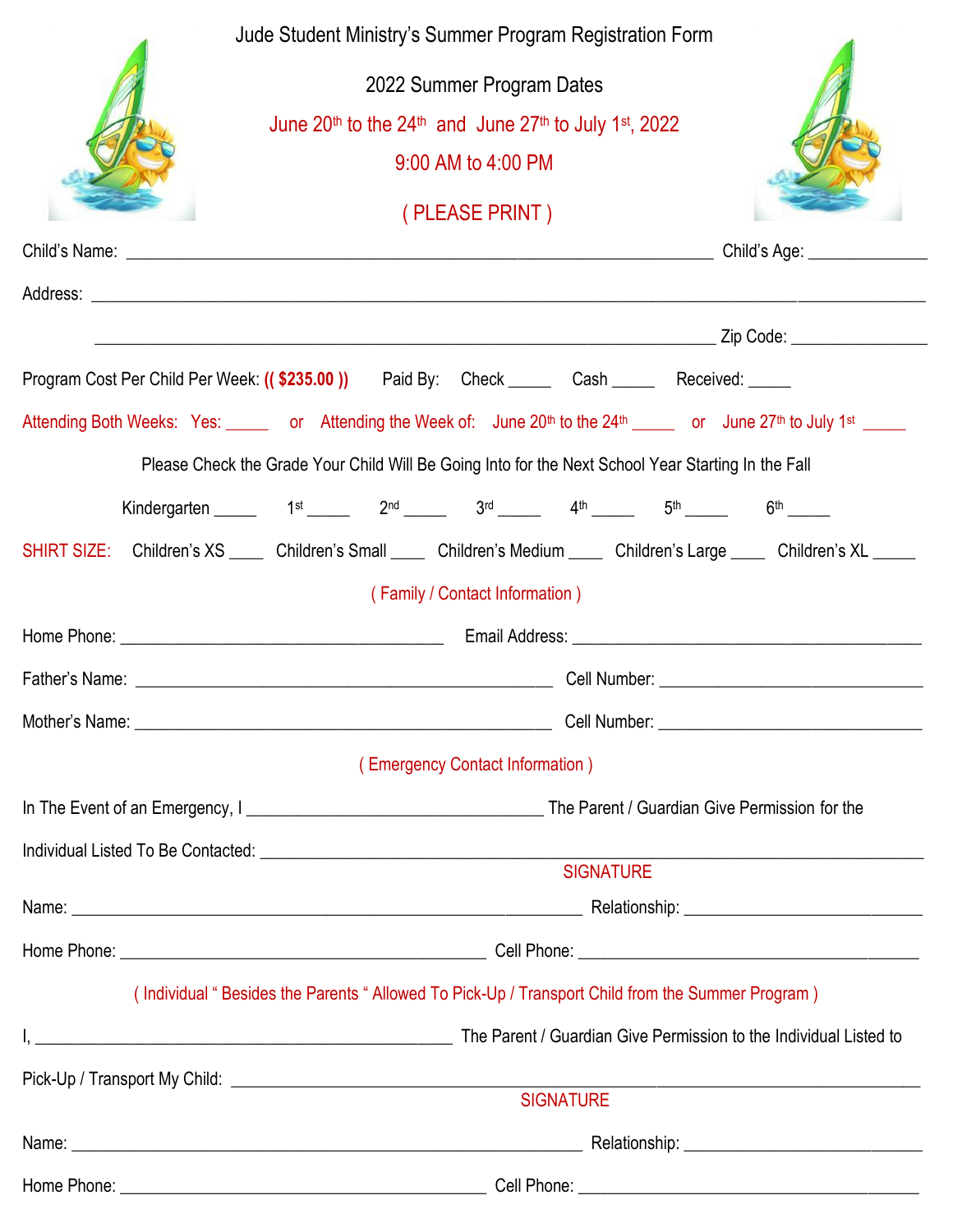# Jude Student Ministry's Summer Program Registration Form

## 2022 Summer Program Dates

**June 20th to the 24th and June 27th to July 1st, 2022**

**9:00 AM to 4:00 PM**

**( PLEASE PRINT )**

Child's Name: ______________________________________________ Child's Age: __________

Address: ________________________________________________________________________

______________________________________________________________ Zip Code: ____________

Program Cost Per Child Per Week: **(( $235.00 ))** Paid By: Check _____ Cash _____ Received: _____

Attending Both Weeks: Yes: _____ or Attending the Week of: June 20th to the 24th _____ or June 27th to July 1st _____

Please Check the Grade Your Child Will Be Going Into for the Next School Year Starting In the Fall

Kindergarten _____ 1st _____ 2nd _____ 3rd _____ 4th _____ 5th _____ 6th _____

SHIRT SIZE: Children's XS ____ Children's Small ____ Children's Medium ____ Children's Large ____ Children's XL _____

**( Family / Contact Information )**

Home Phone: ______________________________ Email Address: ______________________________

Father's Name: ____________________________________ Cell Number: ________________________

Mother's Name: ____________________________________ Cell Number: ________________________

**( Emergency Contact Information )**

In The Event of an Emergency, I __________________________ The Parent / Guardian Give Permission for the

Individual Listed To Be Contacted: ______________________________________________________

SIGNATURE

Name: ______________________________________________ Relationship: ______________________

Home Phone: __________________________________ Cell Phone: ______________________________

**( Individual " Besides the Parents " Allowed To Pick-Up / Transport Child from the Summer Program )**

I, ____________________________________ The Parent / Guardian Give Permission to the Individual Listed to

Pick-Up / Transport My Child: ________________________________________________________

SIGNATURE

Name: ______________________________________________ Relationship: ______________________

Home Phone: __________________________________ Cell Phone: ______________________________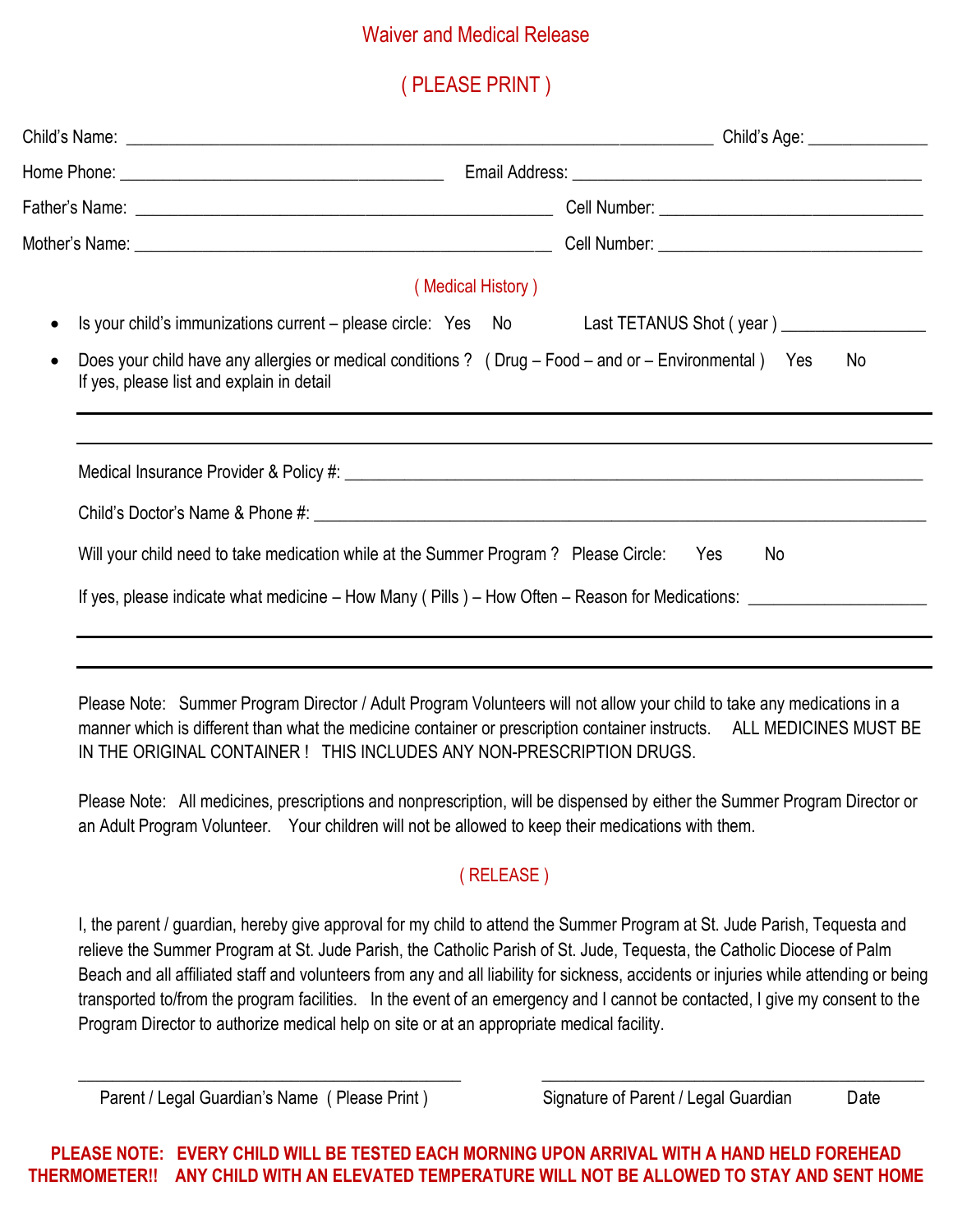# Waiver and Medical Release

## ( PLEASE PRINT )

Child's Name: ______________________________________________________________ Child's Age: _____________

Home Phone: ___________________________________ Email Address: ______________________________________

Father's Name: _____________________________________________ Cell Number: _____________________________

Mother's Name: _____________________________________________ Cell Number: _____________________________

## ( Medical History )

- Is your child's immunizations current – please circle: Yes No Last TETANUS Shot ( year ) ________________
- Does your child have any allergies or medical conditions ? ( Drug – Food – and or – Environmental ) Yes No
  If yes, please list and explain in detail

______________________________________________________________________________

______________________________________________________________________________

Medical Insurance Provider & Policy #: ______________________________________________________________

Child's Doctor's Name & Phone #: __________________________________________________________________

Will your child need to take medication while at the Summer Program ? Please Circle: Yes No

If yes, please indicate what medicine – How Many ( Pills ) – How Often – Reason for Medications: ____________________

______________________________________________________________________________

______________________________________________________________________________

Please Note: Summer Program Director / Adult Program Volunteers will not allow your child to take any medications in a manner which is different than what the medicine container or prescription container instructs. ALL MEDICINES MUST BE IN THE ORIGINAL CONTAINER ! THIS INCLUDES ANY NON-PRESCRIPTION DRUGS.

Please Note: All medicines, prescriptions and nonprescription, will be dispensed by either the Summer Program Director or an Adult Program Volunteer. Your children will not be allowed to keep their medications with them.

## ( RELEASE )

I, the parent / guardian, hereby give approval for my child to attend the Summer Program at St. Jude Parish, Tequesta and relieve the Summer Program at St. Jude Parish, the Catholic Parish of St. Jude, Tequesta, the Catholic Diocese of Palm Beach and all affiliated staff and volunteers from any and all liability for sickness, accidents or injuries while attending or being transported to/from the program facilities. In the event of an emergency and I cannot be contacted, I give my consent to the Program Director to authorize medical help on site or at an appropriate medical facility.

_________________________________________ _________________________________________

Parent / Legal Guardian's Name ( Please Print ) Signature of Parent / Legal Guardian Date

**PLEASE NOTE: EVERY CHILD WILL BE TESTED EACH MORNING UPON ARRIVAL WITH A HAND HELD FOREHEAD THERMOMETER!! ANY CHILD WITH AN ELEVATED TEMPERATURE WILL NOT BE ALLOWED TO STAY AND SENT HOME**